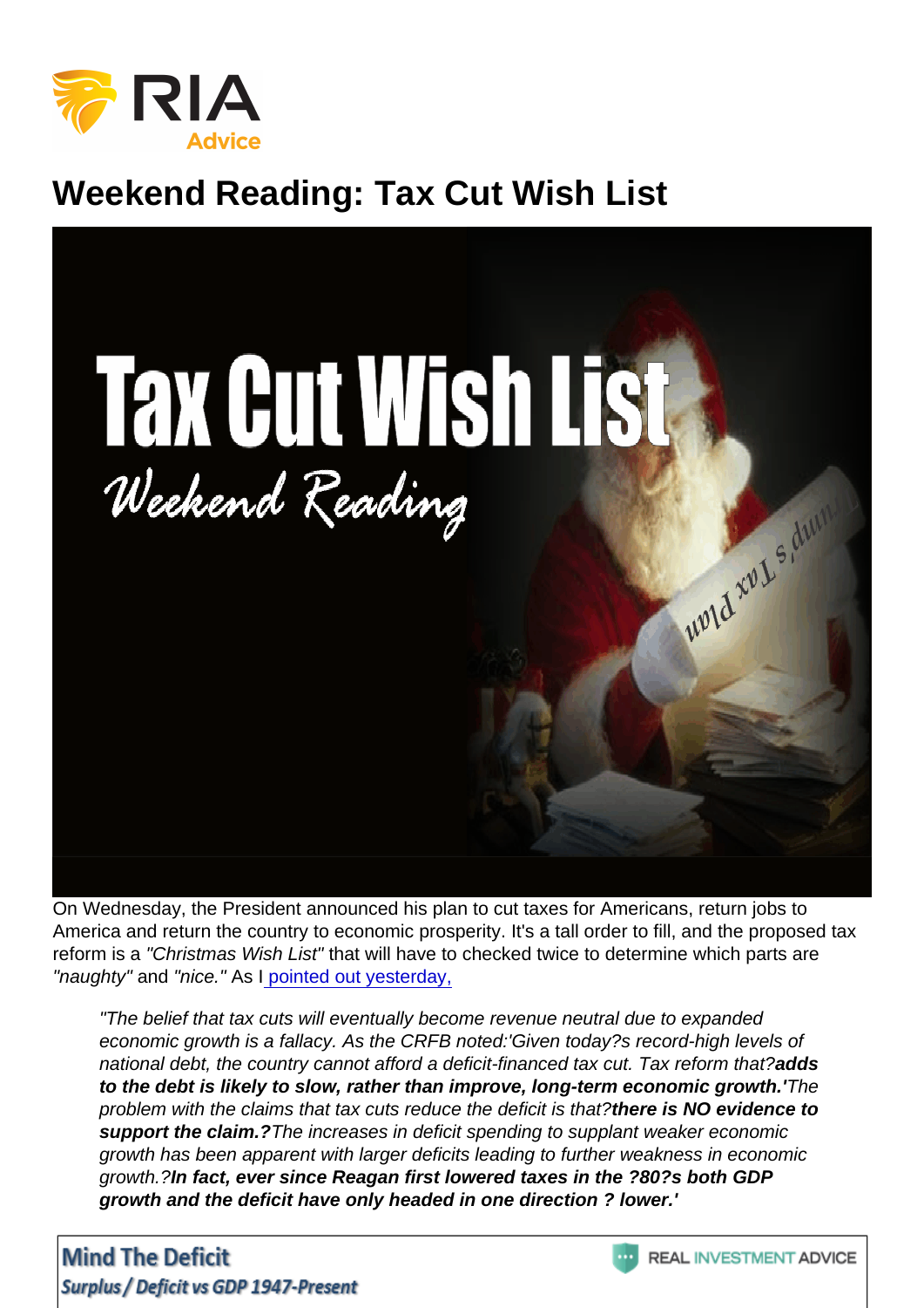# Weekend Reading: Tax Cut Wish List

On Wednesday, the President announced his plan to cut taxes for Americans, return jobs to America and return the country to economic prosperity. It's a tall order to fill, and the proposed tax reform is a *"Christmas Wish List"* that will have to checked twice to determine which parts are *"naughty"* and *"nice."* As I [pointed out yesterday,]()

> *"The belief that tax cuts will eventually become revenue neutral due to expanded economic growth is a fallacy. As the CRFB noted:'Given today?s record-high levels of national debt, the country cannot afford a deficit-financed tax cut. Tax reform that?* ***adds to the debt is likely to slow, rather than improve, long-term economic growth.'*** *The problem with the claims that tax cuts reduce the deficit is that?* ***there is NO evidence to support the claim.?*** *The increases in deficit spending to supplant weaker economic growth has been apparent with larger deficits leading to further weakness in economic growth.?* ***In fact, ever since Reagan first lowered taxes in the ?80?s both GDP growth and the deficit have only headed in one direction ? lower.'***

**Mind The Deficit**
*Surplus / Deficit vs GDP 1947-Present*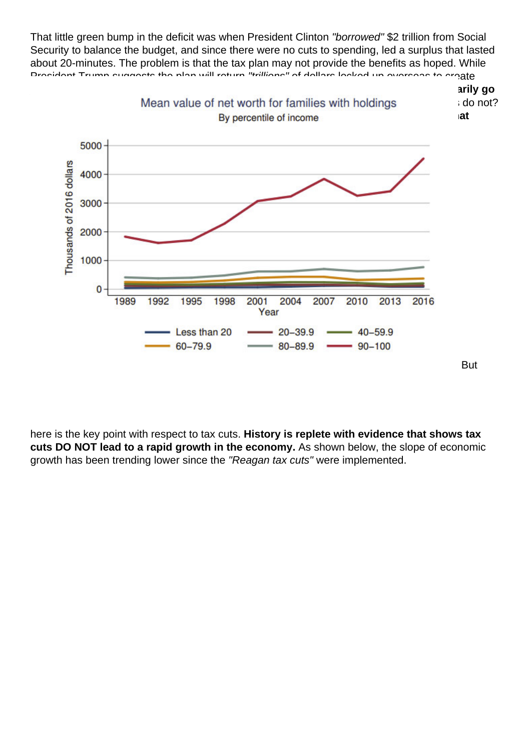That little green bump in the deficit was when President Clinton *"borrowed"* $2 trillion from Social Security to balance the budget, and since there were no cuts to spending, led a surplus that lasted about 20-minutes. The problem is that the tax plan may not provide the benefits as hoped. While President Trump suggests the plan will return *"trillions"* of dollars locked up overseas to create

**...arily go**

... do not?

**...at**

Mean value of net worth for families with holdings

By percentile of income

Less than 20 | 20–39.9 | 40–59.9 | 60–79.9 | 80–89.9 | 90–100

But here is the key point with respect to tax cuts. **History is replete with evidence that shows tax cuts DO NOT lead to a rapid growth in the economy.** As shown below, the slope of economic growth has been trending lower since the *"Reagan tax cuts"* were implemented.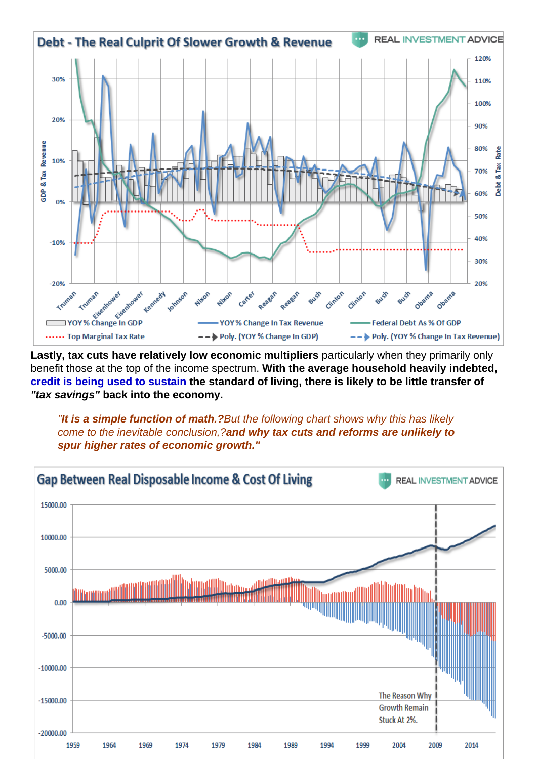**Lastly, tax cuts have relatively low economic multipliers** particularly when they primarily only benefit those at the top of the income spectrum. **With the average household heavily indebted, [credit is being used to sustain](#) the standard of living, there is likely to be little transfer of *"tax savings"* back into the economy.**

> *"**It is a simple function of math.?**But the following chart shows why this has likely come to the inevitable conclusion,?**and why tax cuts and reforms are unlikely to spur higher rates of economic growth."***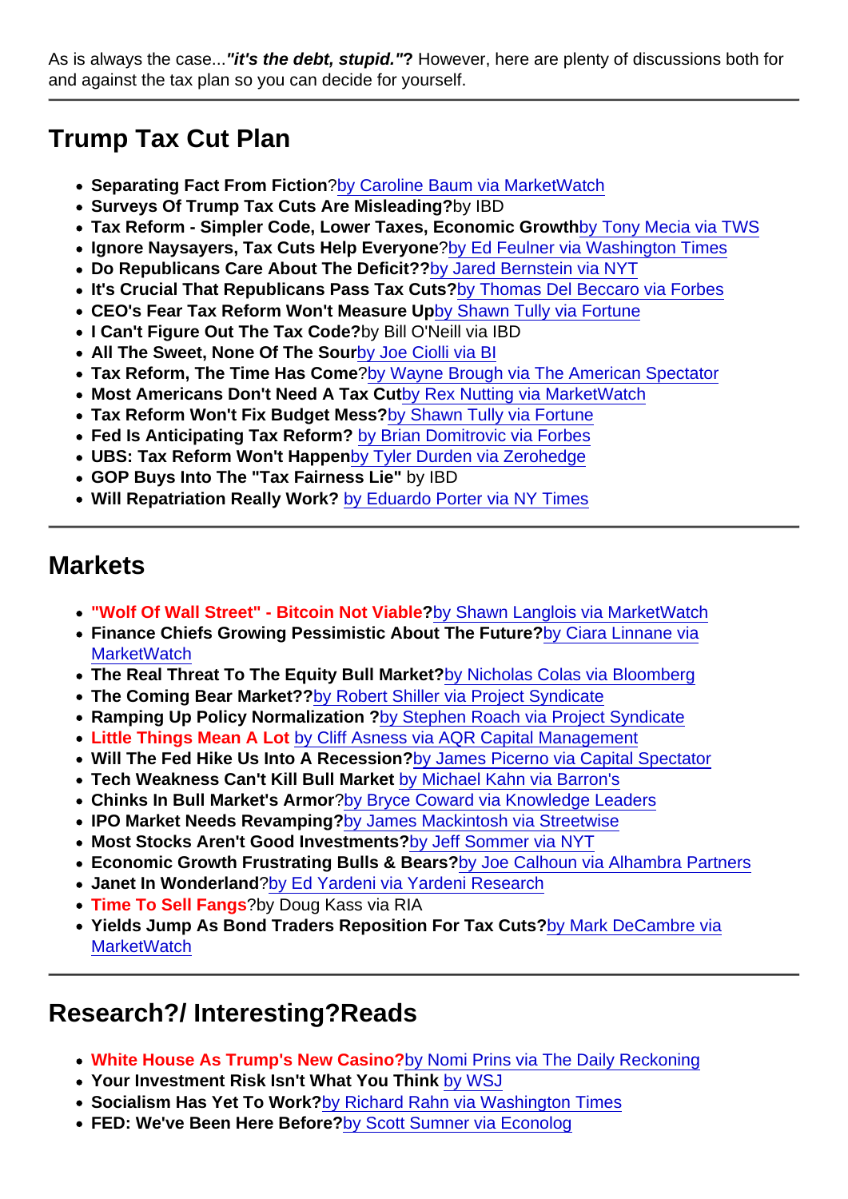As is always the case...***"it's the debt, stupid."*?** However, here are plenty of discussions both for and against the tax plan so you can decide for yourself.

---

## Trump Tax Cut Plan

- **Separating Fact From Fiction**?by Caroline Baum via MarketWatch
- **Surveys Of Trump Tax Cuts Are Misleading?**by IBD
- **Tax Reform - Simpler Code, Lower Taxes, Economic Growth**by Tony Mecia via TWS
- **Ignore Naysayers, Tax Cuts Help Everyone**?by Ed Feulner via Washington Times
- **Do Republicans Care About The Deficit??**by Jared Bernstein via NYT
- **It's Crucial That Republicans Pass Tax Cuts?**by Thomas Del Beccaro via Forbes
- **CEO's Fear Tax Reform Won't Measure Up**by Shawn Tully via Fortune
- **I Can't Figure Out The Tax Code?**by Bill O'Neill via IBD
- **All The Sweet, None Of The Sour**by Joe Ciolli via BI
- **Tax Reform, The Time Has Come**?by Wayne Brough via The American Spectator
- **Most Americans Don't Need A Tax Cut**by Rex Nutting via MarketWatch
- **Tax Reform Won't Fix Budget Mess?**by Shawn Tully via Fortune
- **Fed Is Anticipating Tax Reform?** by Brian Domitrovic via Forbes
- **UBS: Tax Reform Won't Happen**by Tyler Durden via Zerohedge
- **GOP Buys Into The "Tax Fairness Lie"** by IBD
- **Will Repatriation Really Work?** by Eduardo Porter via NY Times

---

## Markets

- **"Wolf Of Wall Street" - Bitcoin Not Viable?**by Shawn Langlois via MarketWatch
- **Finance Chiefs Growing Pessimistic About The Future?**by Ciara Linnane via MarketWatch
- **The Real Threat To The Equity Bull Market?**by Nicholas Colas via Bloomberg
- **The Coming Bear Market??**by Robert Shiller via Project Syndicate
- **Ramping Up Policy Normalization ?**by Stephen Roach via Project Syndicate
- **Little Things Mean A Lot** by Cliff Asness via AQR Capital Management
- **Will The Fed Hike Us Into A Recession?**by James Picerno via Capital Spectator
- **Tech Weakness Can't Kill Bull Market** by Michael Kahn via Barron's
- **Chinks In Bull Market's Armor**?by Bryce Coward via Knowledge Leaders
- **IPO Market Needs Revamping?**by James Mackintosh via Streetwise
- **Most Stocks Aren't Good Investments?**by Jeff Sommer via NYT
- **Economic Growth Frustrating Bulls & Bears?**by Joe Calhoun via Alhambra Partners
- **Janet In Wonderland**?by Ed Yardeni via Yardeni Research
- **Time To Sell Fangs**?by Doug Kass via RIA
- **Yields Jump As Bond Traders Reposition For Tax Cuts?**by Mark DeCambre via MarketWatch

---

## Research?/ Interesting?Reads

- **White House As Trump's New Casino?**by Nomi Prins via The Daily Reckoning
- **Your Investment Risk Isn't What You Think** by WSJ
- **Socialism Has Yet To Work?**by Richard Rahn via Washington Times
- **FED: We've Been Here Before?**by Scott Sumner via Econolog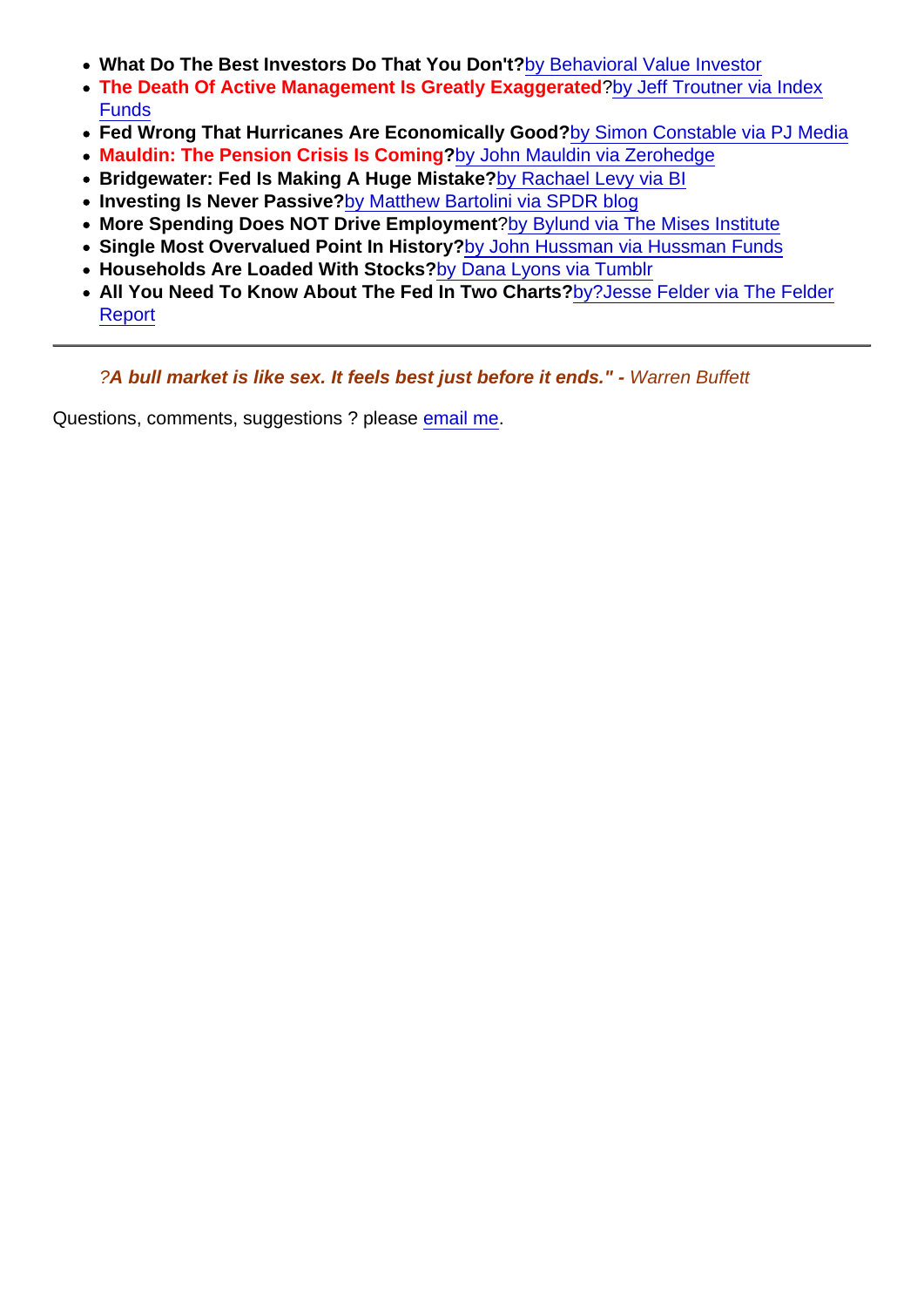- **What Do The Best Investors Do That You Don't?**by Behavioral Value Investor
- **The Death Of Active Management Is Greatly Exaggerated**?by Jeff Troutner via Index Funds
- **Fed Wrong That Hurricanes Are Economically Good?**by Simon Constable via PJ Media
- **Mauldin: The Pension Crisis Is Coming?**by John Mauldin via Zerohedge
- **Bridgewater: Fed Is Making A Huge Mistake?**by Rachael Levy via BI
- **Investing Is Never Passive?**by Matthew Bartolini via SPDR blog
- **More Spending Does NOT Drive Employment**?by Bylund via The Mises Institute
- **Single Most Overvalued Point In History?**by John Hussman via Hussman Funds
- **Households Are Loaded With Stocks?**by Dana Lyons via Tumblr
- **All You Need To Know About The Fed In Two Charts?**by?Jesse Felder via The Felder Report

---

?***A bull market is like sex. It feels best just before it ends."*** - *Warren Buffett*

Questions, comments, suggestions ? please email me.